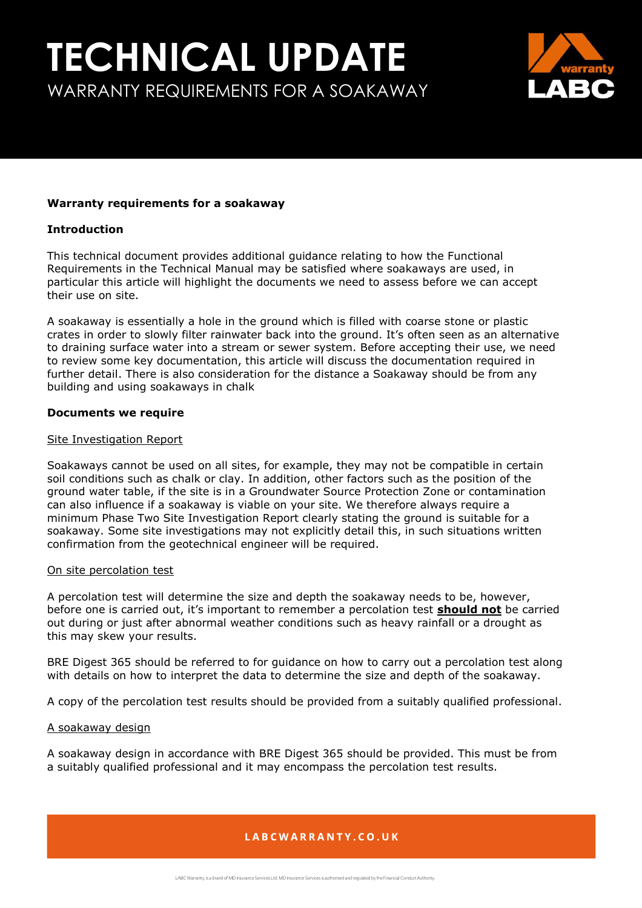# TECHNICAL UPDATE

WARRANTY REQUIREMENTS FOR A SOAKAWAY

**Warranty requirements for a soakaway**

**Introduction**

This technical document provides additional guidance relating to how the Functional Requirements in the Technical Manual may be satisfied where soakaways are used, in particular this article will highlight the documents we need to assess before we can accept their use on site.

A soakaway is essentially a hole in the ground which is filled with coarse stone or plastic crates in order to slowly filter rainwater back into the ground. It's often seen as an alternative to draining surface water into a stream or sewer system. Before accepting their use, we need to review some key documentation, this article will discuss the documentation required in further detail. There is also consideration for the distance a Soakaway should be from any building and using soakaways in chalk

**Documents we require**

<u>Site Investigation Report</u>

Soakaways cannot be used on all sites, for example, they may not be compatible in certain soil conditions such as chalk or clay. In addition, other factors such as the position of the ground water table, if the site is in a Groundwater Source Protection Zone or contamination can also influence if a soakaway is viable on your site. We therefore always require a minimum Phase Two Site Investigation Report clearly stating the ground is suitable for a soakaway. Some site investigations may not explicitly detail this, in such situations written confirmation from the geotechnical engineer will be required.

<u>On site percolation test</u>

A percolation test will determine the size and depth the soakaway needs to be, however, before one is carried out, it's important to remember a percolation test **<u>should not</u>** be carried out during or just after abnormal weather conditions such as heavy rainfall or a drought as this may skew your results.

BRE Digest 365 should be referred to for guidance on how to carry out a percolation test along with details on how to interpret the data to determine the size and depth of the soakaway.

A copy of the percolation test results should be provided from a suitably qualified professional.

<u>A soakaway design</u>

A soakaway design in accordance with BRE Digest 365 should be provided. This must be from a suitably qualified professional and it may encompass the percolation test results.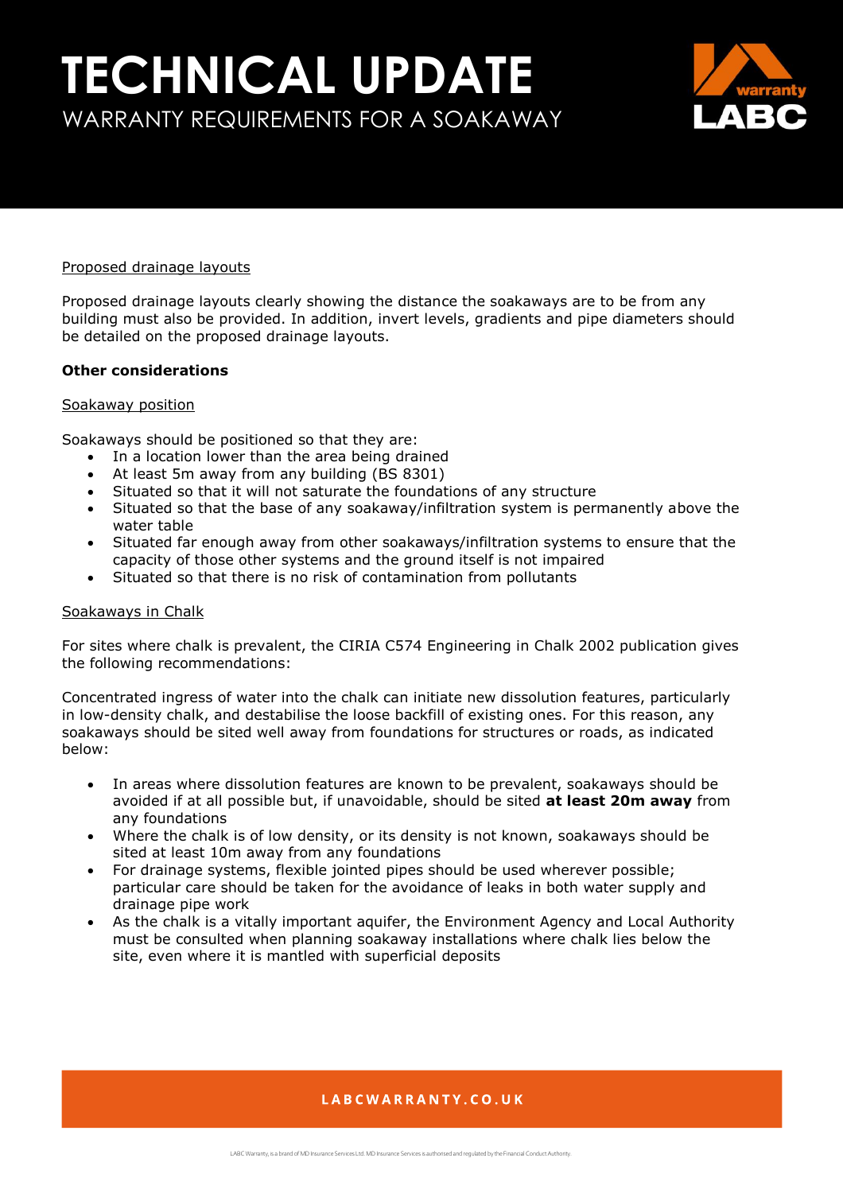# TECHNICAL UPDATE

WARRANTY REQUIREMENTS FOR A SOAKAWAY

Proposed drainage layouts

Proposed drainage layouts clearly showing the distance the soakaways are to be from any building must also be provided. In addition, invert levels, gradients and pipe diameters should be detailed on the proposed drainage layouts.

**Other considerations**

Soakaway position

Soakaways should be positioned so that they are:

- In a location lower than the area being drained
- At least 5m away from any building (BS 8301)
- Situated so that it will not saturate the foundations of any structure
- Situated so that the base of any soakaway/infiltration system is permanently above the water table
- Situated far enough away from other soakaways/infiltration systems to ensure that the capacity of those other systems and the ground itself is not impaired
- Situated so that there is no risk of contamination from pollutants

Soakaways in Chalk

For sites where chalk is prevalent, the CIRIA C574 Engineering in Chalk 2002 publication gives the following recommendations:

Concentrated ingress of water into the chalk can initiate new dissolution features, particularly in low-density chalk, and destabilise the loose backfill of existing ones. For this reason, any soakaways should be sited well away from foundations for structures or roads, as indicated below:

- In areas where dissolution features are known to be prevalent, soakaways should be avoided if at all possible but, if unavoidable, should be sited **at least 20m away** from any foundations
- Where the chalk is of low density, or its density is not known, soakaways should be sited at least 10m away from any foundations
- For drainage systems, flexible jointed pipes should be used wherever possible; particular care should be taken for the avoidance of leaks in both water supply and drainage pipe work
- As the chalk is a vitally important aquifer, the Environment Agency and Local Authority must be consulted when planning soakaway installations where chalk lies below the site, even where it is mantled with superficial deposits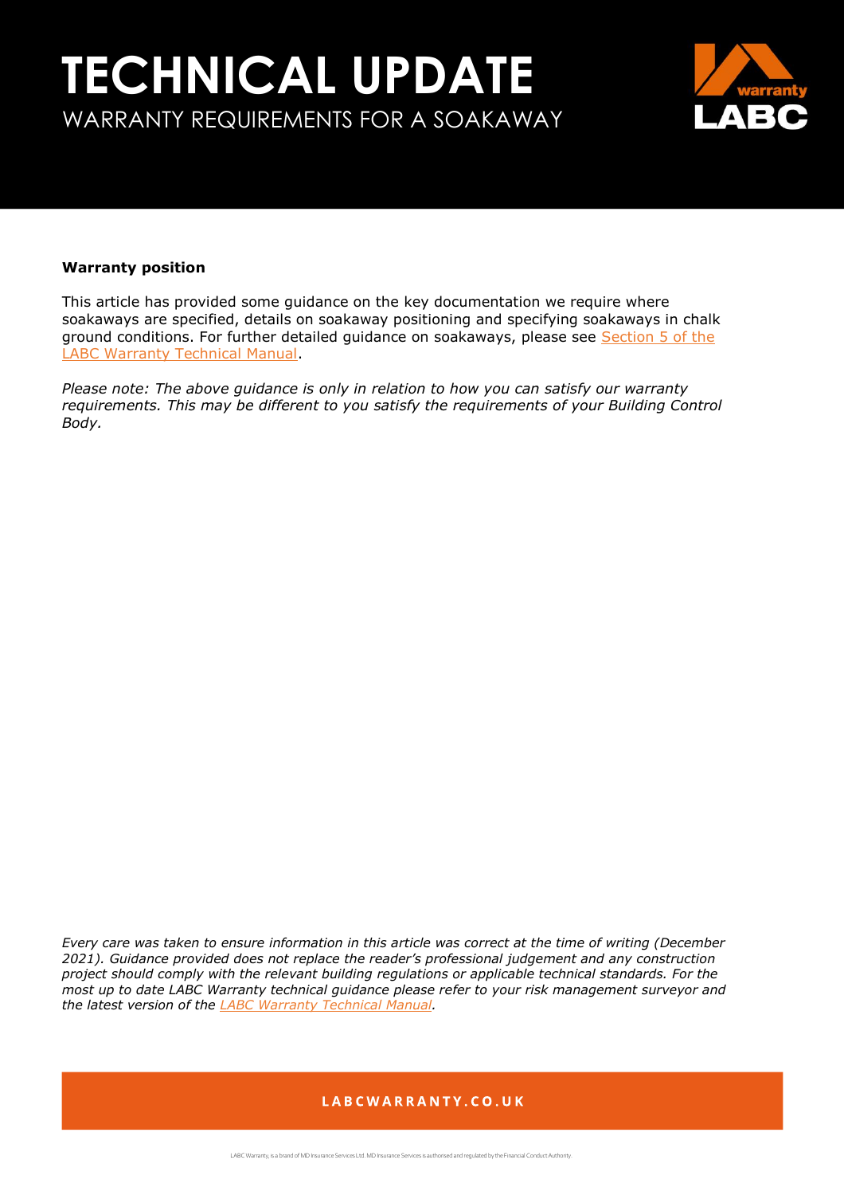**Warranty position**

This article has provided some guidance on the key documentation we require where soakaways are specified, details on soakaway positioning and specifying soakaways in chalk ground conditions. For further detailed guidance on soakaways, please see Section 5 of the LABC Warranty Technical Manual.

*Please note: The above guidance is only in relation to how you can satisfy our warranty requirements. This may be different to you satisfy the requirements of your Building Control Body.*

*Every care was taken to ensure information in this article was correct at the time of writing (December 2021). Guidance provided does not replace the reader's professional judgement and any construction project should comply with the relevant building regulations or applicable technical standards. For the most up to date LABC Warranty technical guidance please refer to your risk management surveyor and the latest version of the LABC Warranty Technical Manual.*

LABCWARRANTY.CO.UK

LABC Warranty, is a brand of MD Insurance Services Ltd. MD Insurance Services is authorised and regulated by the Financial Conduct Authority.